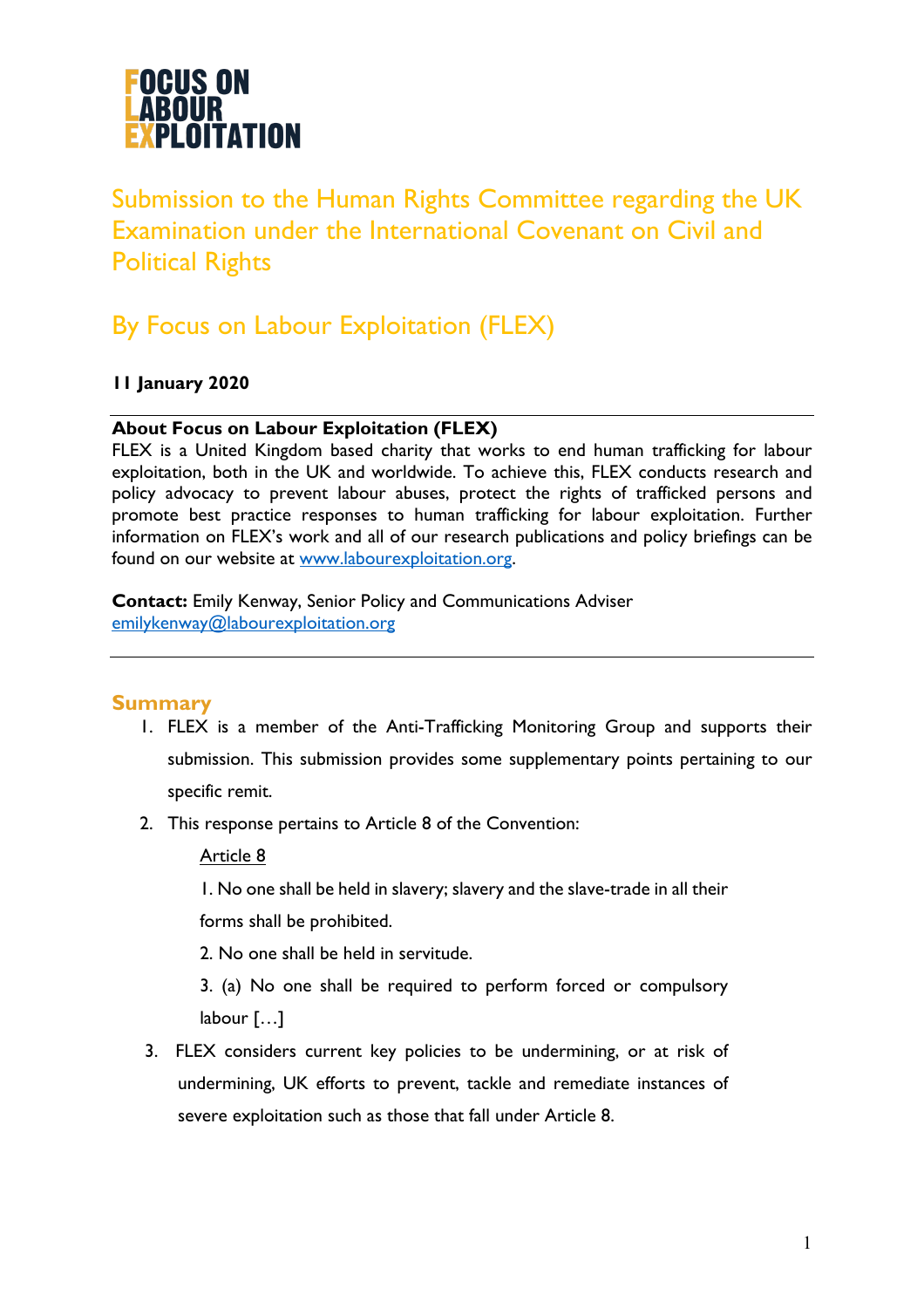**FOCUS ON LABOUR EXPLOITATION**

# Submission to the Human Rights Committee regarding the UK Examination under the International Covenant on Civil and Political Rights

# By Focus on Labour Exploitation (FLEX)

**11 January 2020**

---

**About Focus on Labour Exploitation (FLEX)**
FLEX is a United Kingdom based charity that works to end human trafficking for labour exploitation, both in the UK and worldwide. To achieve this, FLEX conducts research and policy advocacy to prevent labour abuses, protect the rights of trafficked persons and promote best practice responses to human trafficking for labour exploitation. Further information on FLEX's work and all of our research publications and policy briefings can be found on our website at [www.labourexploitation.org](http://www.labourexploitation.org).

**Contact:** Emily Kenway, Senior Policy and Communications Adviser
[emilykenway@labourexploitation.org](mailto:emilykenway@labourexploitation.org)

---

## Summary

1. FLEX is a member of the Anti-Trafficking Monitoring Group and supports their submission. This submission provides some supplementary points pertaining to our specific remit.

2. This response pertains to Article 8 of the Convention:

   Article 8

   1. No one shall be held in slavery; slavery and the slave-trade in all their forms shall be prohibited.

   2. No one shall be held in servitude.

   3. (a) No one shall be required to perform forced or compulsory labour […]

3. FLEX considers current key policies to be undermining, or at risk of undermining, UK efforts to prevent, tackle and remediate instances of severe exploitation such as those that fall under Article 8.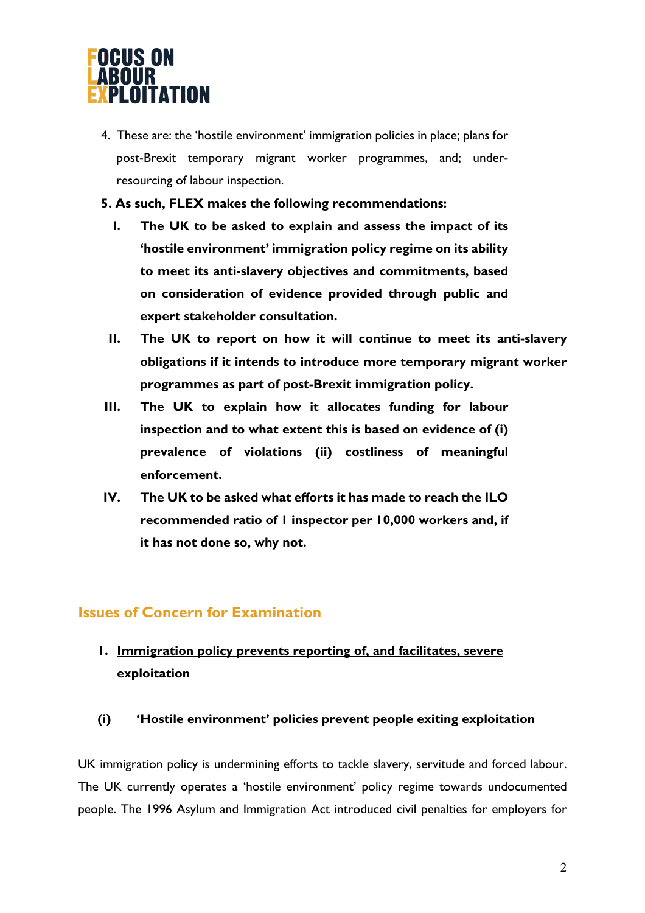4. These are: the 'hostile environment' immigration policies in place; plans for post-Brexit temporary migrant worker programmes, and; under-resourcing of labour inspection.

**5. As such, FLEX makes the following recommendations:**

I. **The UK to be asked to explain and assess the impact of its 'hostile environment' immigration policy regime on its ability to meet its anti-slavery objectives and commitments, based on consideration of evidence provided through public and expert stakeholder consultation.**

II. **The UK to report on how it will continue to meet its anti-slavery obligations if it intends to introduce more temporary migrant worker programmes as part of post-Brexit immigration policy.**

III. **The UK to explain how it allocates funding for labour inspection and to what extent this is based on evidence of (i) prevalence of violations (ii) costliness of meaningful enforcement.**

IV. **The UK to be asked what efforts it has made to reach the ILO recommended ratio of 1 inspector per 10,000 workers and, if it has not done so, why not.**

## Issues of Concern for Examination

### 1. Immigration policy prevents reporting of, and facilitates, severe exploitation

#### (i) 'Hostile environment' policies prevent people exiting exploitation

UK immigration policy is undermining efforts to tackle slavery, servitude and forced labour. The UK currently operates a 'hostile environment' policy regime towards undocumented people. The 1996 Asylum and Immigration Act introduced civil penalties for employers for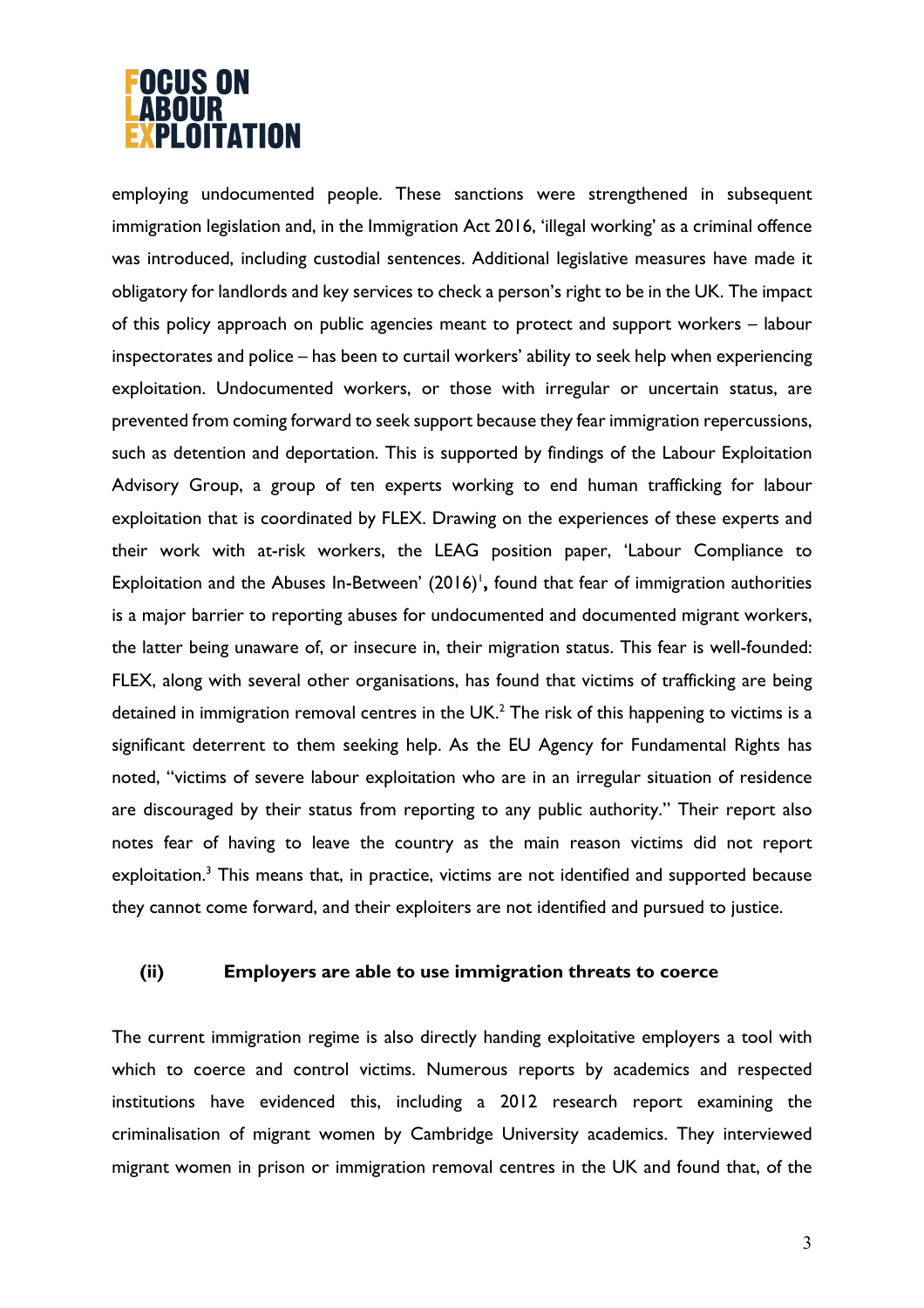employing undocumented people. These sanctions were strengthened in subsequent immigration legislation and, in the Immigration Act 2016, 'illegal working' as a criminal offence was introduced, including custodial sentences. Additional legislative measures have made it obligatory for landlords and key services to check a person's right to be in the UK. The impact of this policy approach on public agencies meant to protect and support workers – labour inspectorates and police – has been to curtail workers' ability to seek help when experiencing exploitation. Undocumented workers, or those with irregular or uncertain status, are prevented from coming forward to seek support because they fear immigration repercussions, such as detention and deportation. This is supported by findings of the Labour Exploitation Advisory Group, a group of ten experts working to end human trafficking for labour exploitation that is coordinated by FLEX. Drawing on the experiences of these experts and their work with at-risk workers, the LEAG position paper, 'Labour Compliance to Exploitation and the Abuses In-Between' (2016)[1]**,** found that fear of immigration authorities is a major barrier to reporting abuses for undocumented and documented migrant workers, the latter being unaware of, or insecure in, their migration status. This fear is well-founded: FLEX, along with several other organisations, has found that victims of trafficking are being detained in immigration removal centres in the UK.[2] The risk of this happening to victims is a significant deterrent to them seeking help. As the EU Agency for Fundamental Rights has noted, "victims of severe labour exploitation who are in an irregular situation of residence are discouraged by their status from reporting to any public authority." Their report also notes fear of having to leave the country as the main reason victims did not report exploitation.[3] This means that, in practice, victims are not identified and supported because they cannot come forward, and their exploiters are not identified and pursued to justice.

### (ii) Employers are able to use immigration threats to coerce

The current immigration regime is also directly handing exploitative employers a tool with which to coerce and control victims. Numerous reports by academics and respected institutions have evidenced this, including a 2012 research report examining the criminalisation of migrant women by Cambridge University academics. They interviewed migrant women in prison or immigration removal centres in the UK and found that, of the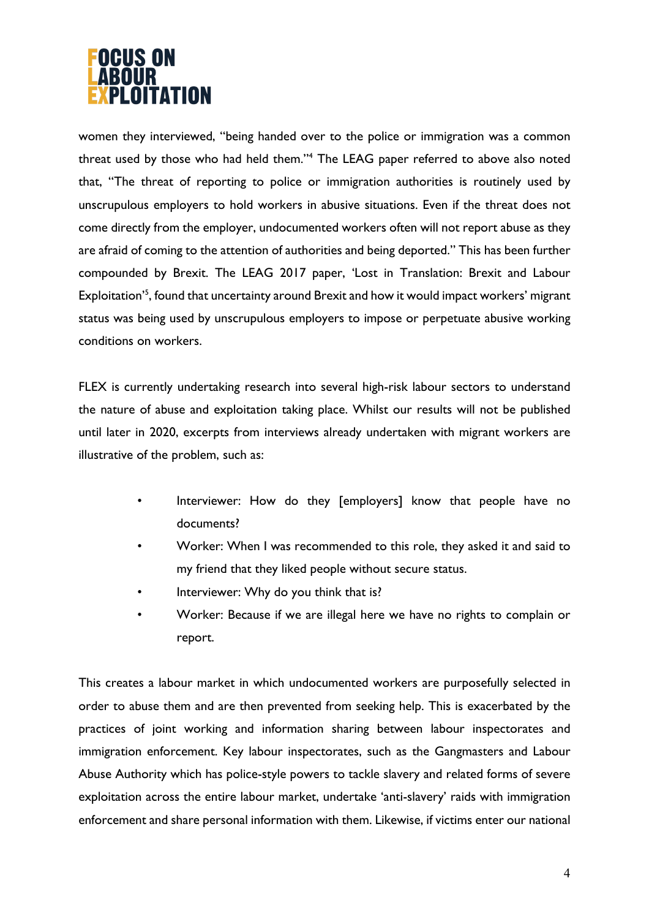women they interviewed, "being handed over to the police or immigration was a common threat used by those who had held them."[4] The LEAG paper referred to above also noted that, "The threat of reporting to police or immigration authorities is routinely used by unscrupulous employers to hold workers in abusive situations. Even if the threat does not come directly from the employer, undocumented workers often will not report abuse as they are afraid of coming to the attention of authorities and being deported." This has been further compounded by Brexit. The LEAG 2017 paper, 'Lost in Translation: Brexit and Labour Exploitation'[5], found that uncertainty around Brexit and how it would impact workers' migrant status was being used by unscrupulous employers to impose or perpetuate abusive working conditions on workers.

FLEX is currently undertaking research into several high-risk labour sectors to understand the nature of abuse and exploitation taking place. Whilst our results will not be published until later in 2020, excerpts from interviews already undertaken with migrant workers are illustrative of the problem, such as:

- Interviewer: How do they [employers] know that people have no documents?
- Worker: When I was recommended to this role, they asked it and said to my friend that they liked people without secure status.
- Interviewer: Why do you think that is?
- Worker: Because if we are illegal here we have no rights to complain or report.

This creates a labour market in which undocumented workers are purposefully selected in order to abuse them and are then prevented from seeking help. This is exacerbated by the practices of joint working and information sharing between labour inspectorates and immigration enforcement. Key labour inspectorates, such as the Gangmasters and Labour Abuse Authority which has police-style powers to tackle slavery and related forms of severe exploitation across the entire labour market, undertake 'anti-slavery' raids with immigration enforcement and share personal information with them. Likewise, if victims enter our national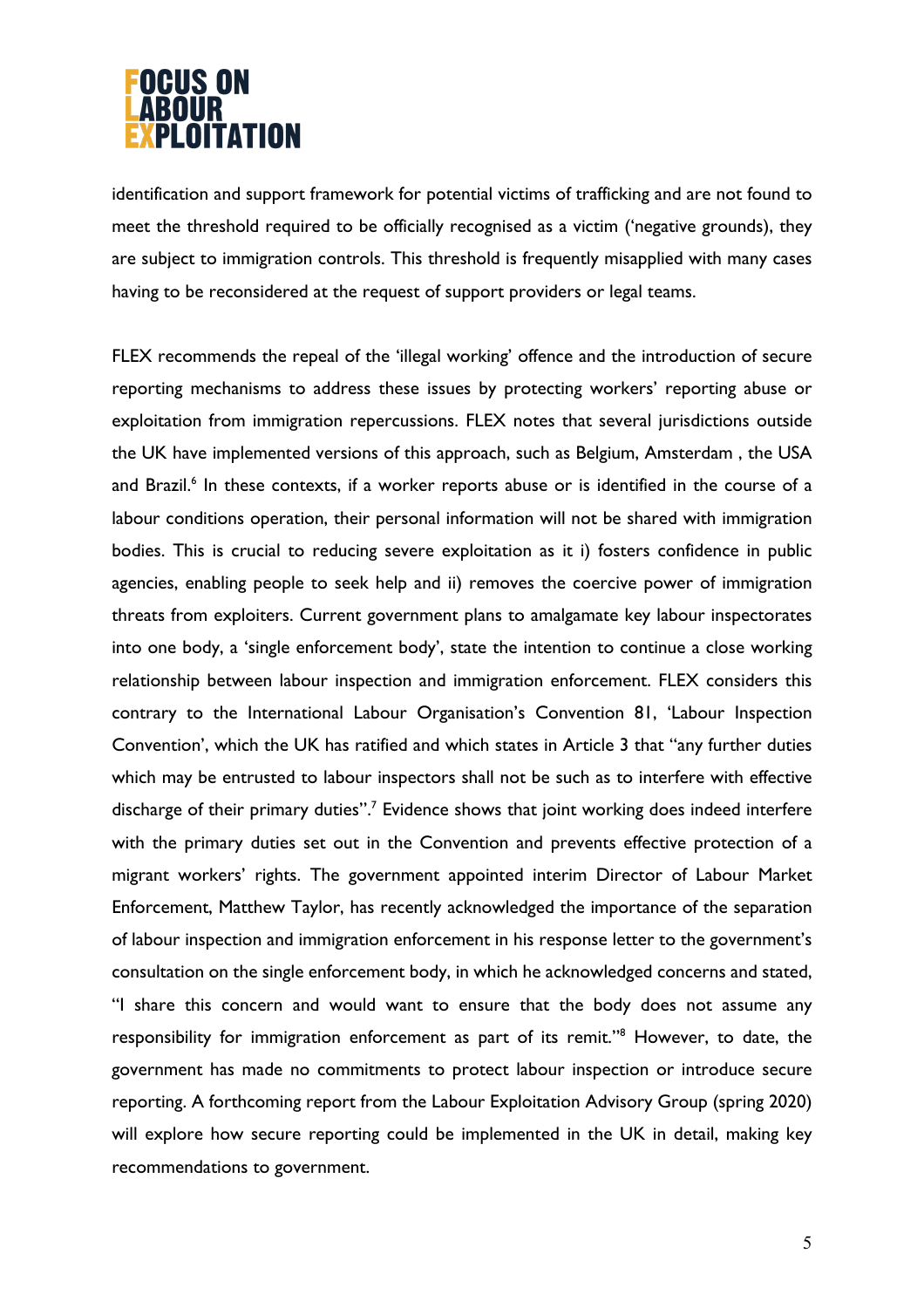identification and support framework for potential victims of trafficking and are not found to meet the threshold required to be officially recognised as a victim ('negative grounds), they are subject to immigration controls. This threshold is frequently misapplied with many cases having to be reconsidered at the request of support providers or legal teams.

FLEX recommends the repeal of the 'illegal working' offence and the introduction of secure reporting mechanisms to address these issues by protecting workers' reporting abuse or exploitation from immigration repercussions. FLEX notes that several jurisdictions outside the UK have implemented versions of this approach, such as Belgium, Amsterdam , the USA and Brazil.[6] In these contexts, if a worker reports abuse or is identified in the course of a labour conditions operation, their personal information will not be shared with immigration bodies. This is crucial to reducing severe exploitation as it i) fosters confidence in public agencies, enabling people to seek help and ii) removes the coercive power of immigration threats from exploiters. Current government plans to amalgamate key labour inspectorates into one body, a 'single enforcement body', state the intention to continue a close working relationship between labour inspection and immigration enforcement. FLEX considers this contrary to the International Labour Organisation's Convention 81, 'Labour Inspection Convention', which the UK has ratified and which states in Article 3 that "any further duties which may be entrusted to labour inspectors shall not be such as to interfere with effective discharge of their primary duties".[7] Evidence shows that joint working does indeed interfere with the primary duties set out in the Convention and prevents effective protection of a migrant workers' rights. The government appointed interim Director of Labour Market Enforcement, Matthew Taylor, has recently acknowledged the importance of the separation of labour inspection and immigration enforcement in his response letter to the government's consultation on the single enforcement body, in which he acknowledged concerns and stated, "I share this concern and would want to ensure that the body does not assume any responsibility for immigration enforcement as part of its remit."[8] However, to date, the government has made no commitments to protect labour inspection or introduce secure reporting. A forthcoming report from the Labour Exploitation Advisory Group (spring 2020) will explore how secure reporting could be implemented in the UK in detail, making key recommendations to government.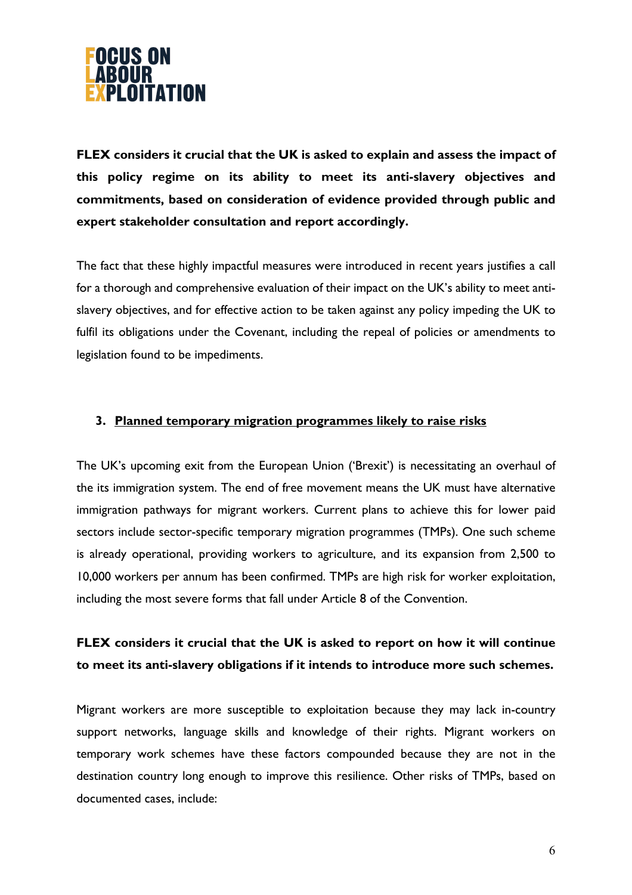**FLEX considers it crucial that the UK is asked to explain and assess the impact of this policy regime on its ability to meet its anti-slavery objectives and commitments, based on consideration of evidence provided through public and expert stakeholder consultation and report accordingly.**

The fact that these highly impactful measures were introduced in recent years justifies a call for a thorough and comprehensive evaluation of their impact on the UK's ability to meet anti-slavery objectives, and for effective action to be taken against any policy impeding the UK to fulfil its obligations under the Covenant, including the repeal of policies or amendments to legislation found to be impediments.

## 3. Planned temporary migration programmes likely to raise risks

The UK's upcoming exit from the European Union ('Brexit') is necessitating an overhaul of the its immigration system. The end of free movement means the UK must have alternative immigration pathways for migrant workers. Current plans to achieve this for lower paid sectors include sector-specific temporary migration programmes (TMPs). One such scheme is already operational, providing workers to agriculture, and its expansion from 2,500 to 10,000 workers per annum has been confirmed. TMPs are high risk for worker exploitation, including the most severe forms that fall under Article 8 of the Convention.

**FLEX considers it crucial that the UK is asked to report on how it will continue to meet its anti-slavery obligations if it intends to introduce more such schemes.**

Migrant workers are more susceptible to exploitation because they may lack in-country support networks, language skills and knowledge of their rights. Migrant workers on temporary work schemes have these factors compounded because they are not in the destination country long enough to improve this resilience. Other risks of TMPs, based on documented cases, include: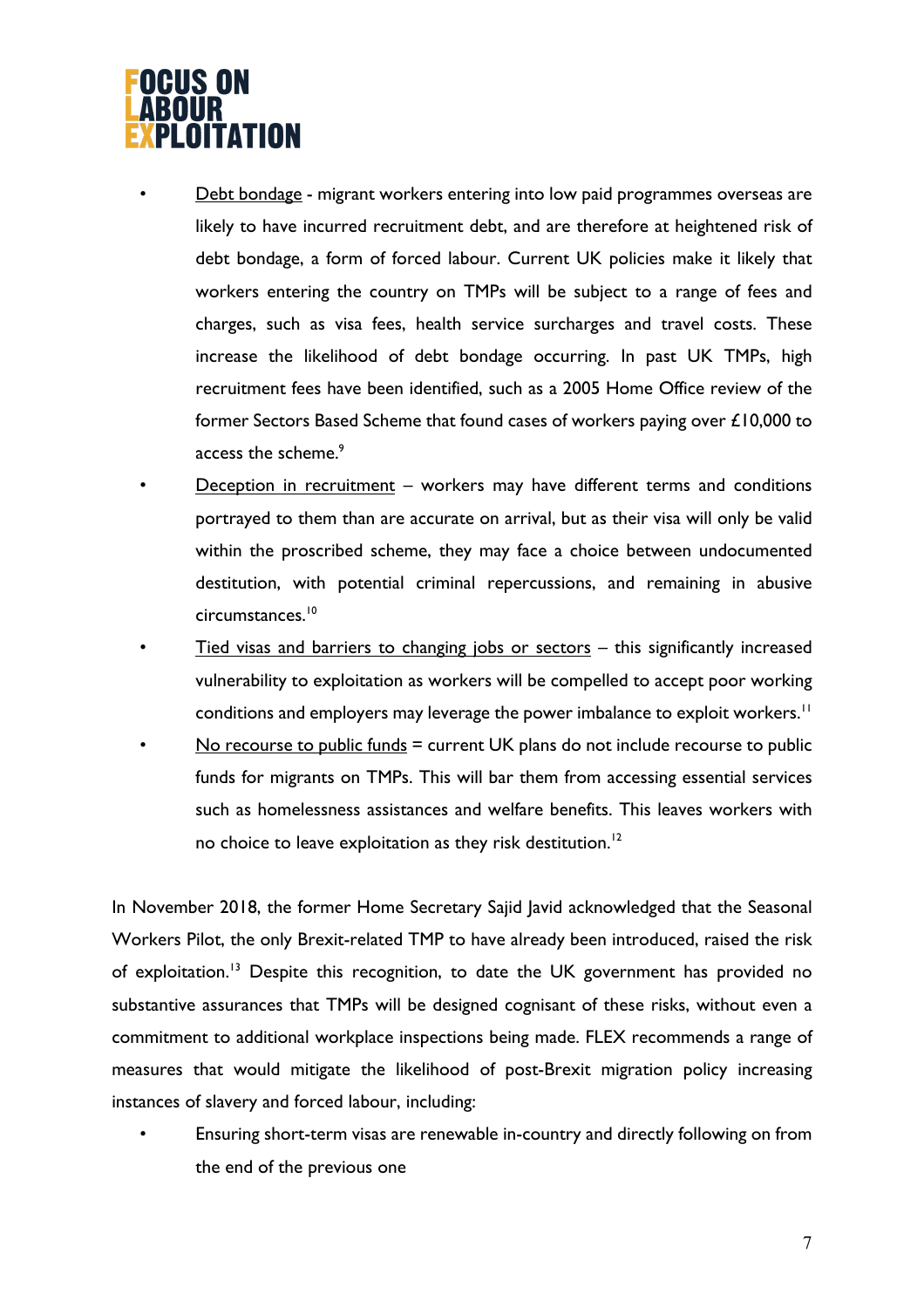- Debt bondage - migrant workers entering into low paid programmes overseas are likely to have incurred recruitment debt, and are therefore at heightened risk of debt bondage, a form of forced labour. Current UK policies make it likely that workers entering the country on TMPs will be subject to a range of fees and charges, such as visa fees, health service surcharges and travel costs. These increase the likelihood of debt bondage occurring. In past UK TMPs, high recruitment fees have been identified, such as a 2005 Home Office review of the former Sectors Based Scheme that found cases of workers paying over £10,000 to access the scheme.[9]
- Deception in recruitment – workers may have different terms and conditions portrayed to them than are accurate on arrival, but as their visa will only be valid within the proscribed scheme, they may face a choice between undocumented destitution, with potential criminal repercussions, and remaining in abusive circumstances.[10]
- Tied visas and barriers to changing jobs or sectors – this significantly increased vulnerability to exploitation as workers will be compelled to accept poor working conditions and employers may leverage the power imbalance to exploit workers.[11]
- No recourse to public funds = current UK plans do not include recourse to public funds for migrants on TMPs. This will bar them from accessing essential services such as homelessness assistances and welfare benefits. This leaves workers with no choice to leave exploitation as they risk destitution.[12]

In November 2018, the former Home Secretary Sajid Javid acknowledged that the Seasonal Workers Pilot, the only Brexit-related TMP to have already been introduced, raised the risk of exploitation.[13] Despite this recognition, to date the UK government has provided no substantive assurances that TMPs will be designed cognisant of these risks, without even a commitment to additional workplace inspections being made. FLEX recommends a range of measures that would mitigate the likelihood of post-Brexit migration policy increasing instances of slavery and forced labour, including:

- Ensuring short-term visas are renewable in-country and directly following on from the end of the previous one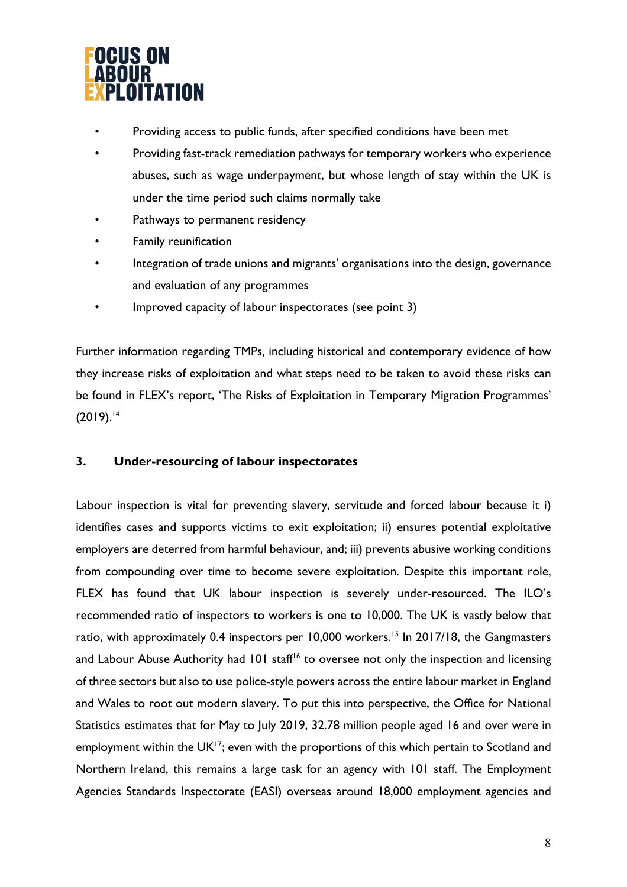- Providing access to public funds, after specified conditions have been met
- Providing fast-track remediation pathways for temporary workers who experience abuses, such as wage underpayment, but whose length of stay within the UK is under the time period such claims normally take
- Pathways to permanent residency
- Family reunification
- Integration of trade unions and migrants' organisations into the design, governance and evaluation of any programmes
- Improved capacity of labour inspectorates (see point 3)

Further information regarding TMPs, including historical and contemporary evidence of how they increase risks of exploitation and what steps need to be taken to avoid these risks can be found in FLEX's report, 'The Risks of Exploitation in Temporary Migration Programmes' (2019).[14]

## 3. Under-resourcing of labour inspectorates

Labour inspection is vital for preventing slavery, servitude and forced labour because it i) identifies cases and supports victims to exit exploitation; ii) ensures potential exploitative employers are deterred from harmful behaviour, and; iii) prevents abusive working conditions from compounding over time to become severe exploitation. Despite this important role, FLEX has found that UK labour inspection is severely under-resourced. The ILO's recommended ratio of inspectors to workers is one to 10,000. The UK is vastly below that ratio, with approximately 0.4 inspectors per 10,000 workers.[15] In 2017/18, the Gangmasters and Labour Abuse Authority had 101 staff[16] to oversee not only the inspection and licensing of three sectors but also to use police-style powers across the entire labour market in England and Wales to root out modern slavery. To put this into perspective, the Office for National Statistics estimates that for May to July 2019, 32.78 million people aged 16 and over were in employment within the UK[17]; even with the proportions of this which pertain to Scotland and Northern Ireland, this remains a large task for an agency with 101 staff. The Employment Agencies Standards Inspectorate (EASI) overseas around 18,000 employment agencies and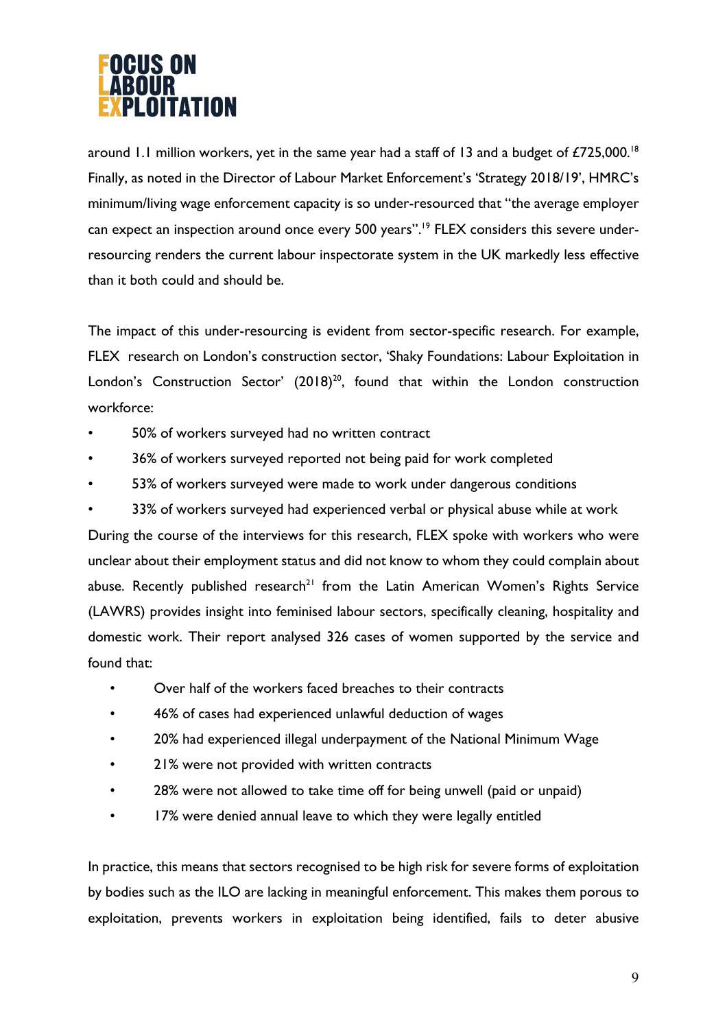around 1.1 million workers, yet in the same year had a staff of 13 and a budget of £725,000.[18] Finally, as noted in the Director of Labour Market Enforcement's 'Strategy 2018/19', HMRC's minimum/living wage enforcement capacity is so under-resourced that "the average employer can expect an inspection around once every 500 years".[19] FLEX considers this severe under-resourcing renders the current labour inspectorate system in the UK markedly less effective than it both could and should be.

The impact of this under-resourcing is evident from sector-specific research. For example, FLEX research on London's construction sector, 'Shaky Foundations: Labour Exploitation in London's Construction Sector' (2018)[20], found that within the London construction workforce:

- 50% of workers surveyed had no written contract
- 36% of workers surveyed reported not being paid for work completed
- 53% of workers surveyed were made to work under dangerous conditions
- 33% of workers surveyed had experienced verbal or physical abuse while at work

During the course of the interviews for this research, FLEX spoke with workers who were unclear about their employment status and did not know to whom they could complain about abuse. Recently published research[21] from the Latin American Women's Rights Service (LAWRS) provides insight into feminised labour sectors, specifically cleaning, hospitality and domestic work. Their report analysed 326 cases of women supported by the service and found that:

- Over half of the workers faced breaches to their contracts
- 46% of cases had experienced unlawful deduction of wages
- 20% had experienced illegal underpayment of the National Minimum Wage
- 21% were not provided with written contracts
- 28% were not allowed to take time off for being unwell (paid or unpaid)
- 17% were denied annual leave to which they were legally entitled

In practice, this means that sectors recognised to be high risk for severe forms of exploitation by bodies such as the ILO are lacking in meaningful enforcement. This makes them porous to exploitation, prevents workers in exploitation being identified, fails to deter abusive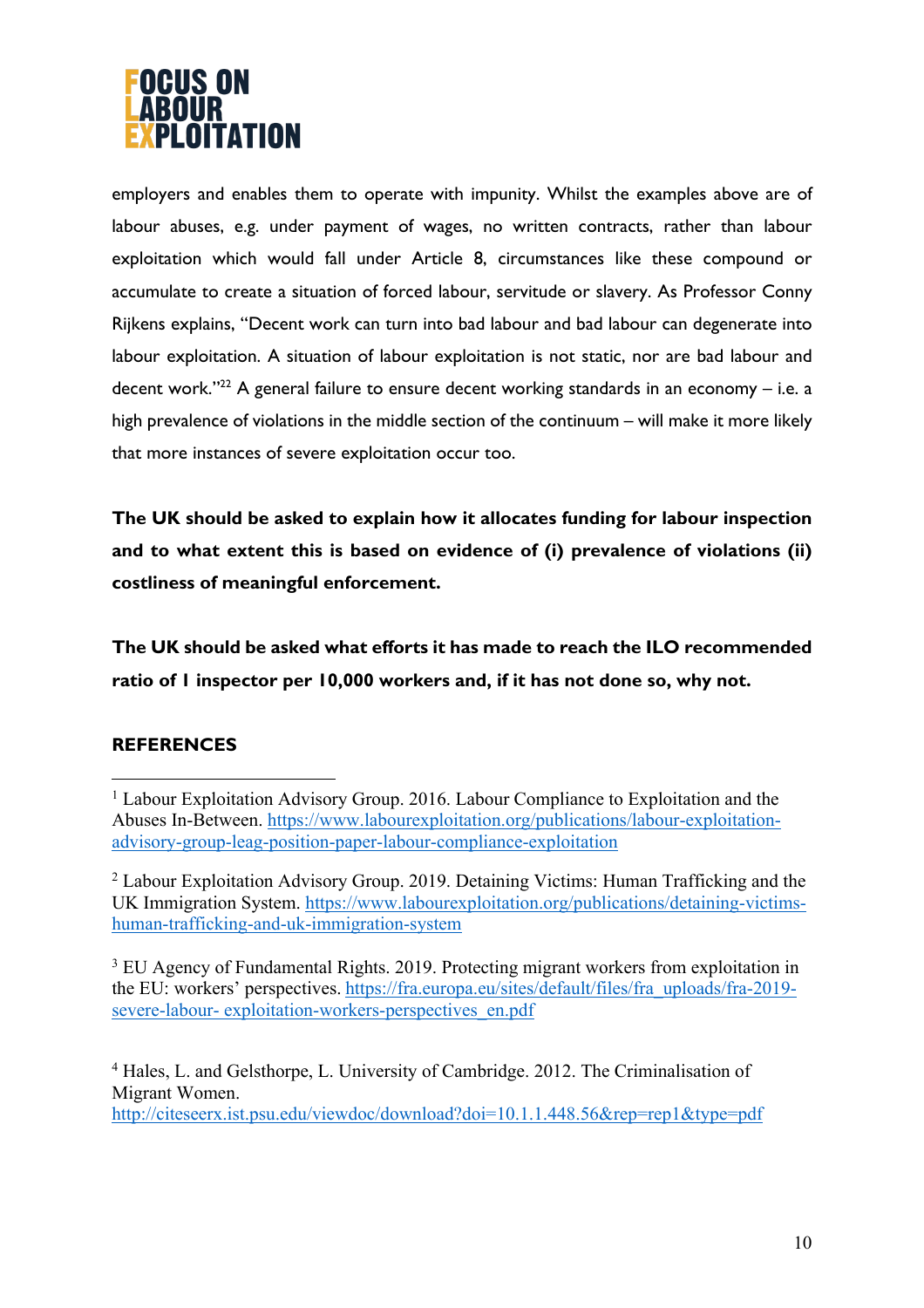employers and enables them to operate with impunity. Whilst the examples above are of labour abuses, e.g. under payment of wages, no written contracts, rather than labour exploitation which would fall under Article 8, circumstances like these compound or accumulate to create a situation of forced labour, servitude or slavery. As Professor Conny Rijkens explains, "Decent work can turn into bad labour and bad labour can degenerate into labour exploitation. A situation of labour exploitation is not static, nor are bad labour and decent work."[22] A general failure to ensure decent working standards in an economy – i.e. a high prevalence of violations in the middle section of the continuum – will make it more likely that more instances of severe exploitation occur too.

**The UK should be asked to explain how it allocates funding for labour inspection and to what extent this is based on evidence of (i) prevalence of violations (ii) costliness of meaningful enforcement.**

**The UK should be asked what efforts it has made to reach the ILO recommended ratio of 1 inspector per 10,000 workers and, if it has not done so, why not.**

## REFERENCES

[1] Labour Exploitation Advisory Group. 2016. Labour Compliance to Exploitation and the Abuses In-Between. https://www.labourexploitation.org/publications/labour-exploitation-advisory-group-leag-position-paper-labour-compliance-exploitation

[2] Labour Exploitation Advisory Group. 2019. Detaining Victims: Human Trafficking and the UK Immigration System. https://www.labourexploitation.org/publications/detaining-victims-human-trafficking-and-uk-immigration-system

[3] EU Agency of Fundamental Rights. 2019. Protecting migrant workers from exploitation in the EU: workers' perspectives. https://fra.europa.eu/sites/default/files/fra_uploads/fra-2019-severe-labour- exploitation-workers-perspectives_en.pdf

[4] Hales, L. and Gelsthorpe, L. University of Cambridge. 2012. The Criminalisation of Migrant Women. http://citeseerx.ist.psu.edu/viewdoc/download?doi=10.1.1.448.56&rep=rep1&type=pdf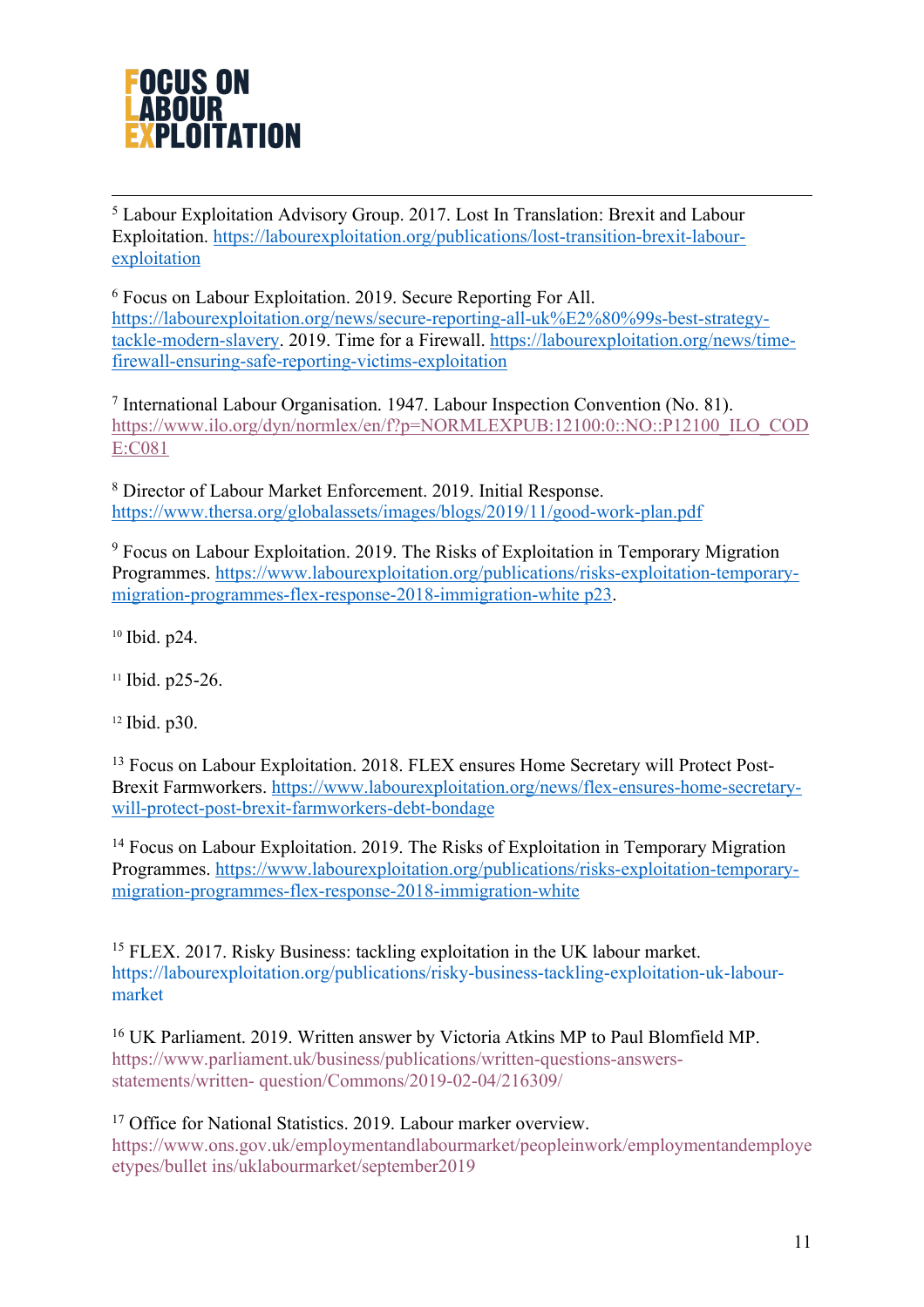[5] Labour Exploitation Advisory Group. 2017. Lost In Translation: Brexit and Labour Exploitation. https://labourexploitation.org/publications/lost-transition-brexit-labour-exploitation

[6] Focus on Labour Exploitation. 2019. Secure Reporting For All. https://labourexploitation.org/news/secure-reporting-all-uk%E2%80%99s-best-strategy-tackle-modern-slavery. 2019. Time for a Firewall. https://labourexploitation.org/news/time-firewall-ensuring-safe-reporting-victims-exploitation

[7] International Labour Organisation. 1947. Labour Inspection Convention (No. 81). https://www.ilo.org/dyn/normlex/en/f?p=NORMLEXPUB:12100:0::NO::P12100_ILO_CODE:C081

[8] Director of Labour Market Enforcement. 2019. Initial Response. https://www.thersa.org/globalassets/images/blogs/2019/11/good-work-plan.pdf

[9] Focus on Labour Exploitation. 2019. The Risks of Exploitation in Temporary Migration Programmes. https://www.labourexploitation.org/publications/risks-exploitation-temporary-migration-programmes-flex-response-2018-immigration-white p23.

[10] Ibid. p24.

[11] Ibid. p25-26.

[12] Ibid. p30.

[13] Focus on Labour Exploitation. 2018. FLEX ensures Home Secretary will Protect Post-Brexit Farmworkers. https://www.labourexploitation.org/news/flex-ensures-home-secretary-will-protect-post-brexit-farmworkers-debt-bondage

[14] Focus on Labour Exploitation. 2019. The Risks of Exploitation in Temporary Migration Programmes. https://www.labourexploitation.org/publications/risks-exploitation-temporary-migration-programmes-flex-response-2018-immigration-white

[15] FLEX. 2017. Risky Business: tackling exploitation in the UK labour market. https://labourexploitation.org/publications/risky-business-tackling-exploitation-uk-labour-market

[16] UK Parliament. 2019. Written answer by Victoria Atkins MP to Paul Blomfield MP. https://www.parliament.uk/business/publications/written-questions-answers-statements/written- question/Commons/2019-02-04/216309/

[17] Office for National Statistics. 2019. Labour marker overview. https://www.ons.gov.uk/employmentandlabourmarket/peopleinwork/employmentandemployeetypes/bullet ins/uklabourmarket/september2019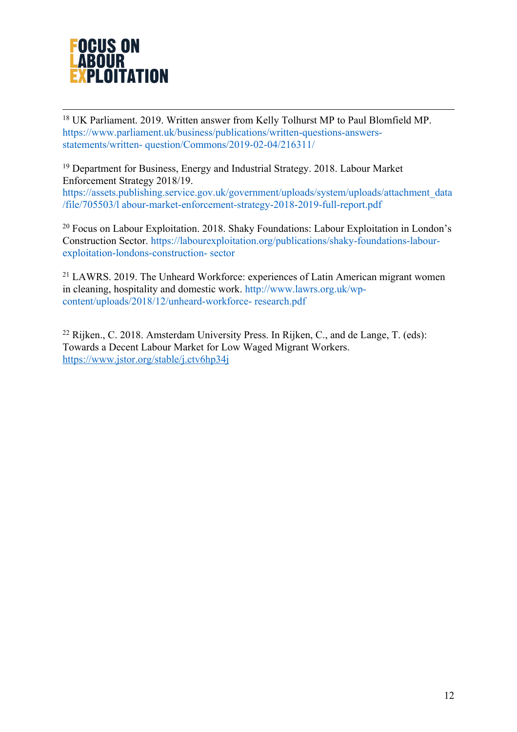[18] UK Parliament. 2019. Written answer from Kelly Tolhurst MP to Paul Blomfield MP. https://www.parliament.uk/business/publications/written-questions-answers-statements/written- question/Commons/2019-02-04/216311/

[19] Department for Business, Energy and Industrial Strategy. 2018. Labour Market Enforcement Strategy 2018/19. https://assets.publishing.service.gov.uk/government/uploads/system/uploads/attachment_data/file/705503/l abour-market-enforcement-strategy-2018-2019-full-report.pdf

[20] Focus on Labour Exploitation. 2018. Shaky Foundations: Labour Exploitation in London's Construction Sector. https://labourexploitation.org/publications/shaky-foundations-labour-exploitation-londons-construction- sector

[21] LAWRS. 2019. The Unheard Workforce: experiences of Latin American migrant women in cleaning, hospitality and domestic work. http://www.lawrs.org.uk/wp-content/uploads/2018/12/unheard-workforce- research.pdf

[22] Rijken., C. 2018. Amsterdam University Press. In Rijken, C., and de Lange, T. (eds): Towards a Decent Labour Market for Low Waged Migrant Workers. https://www.jstor.org/stable/j.ctv6hp34j